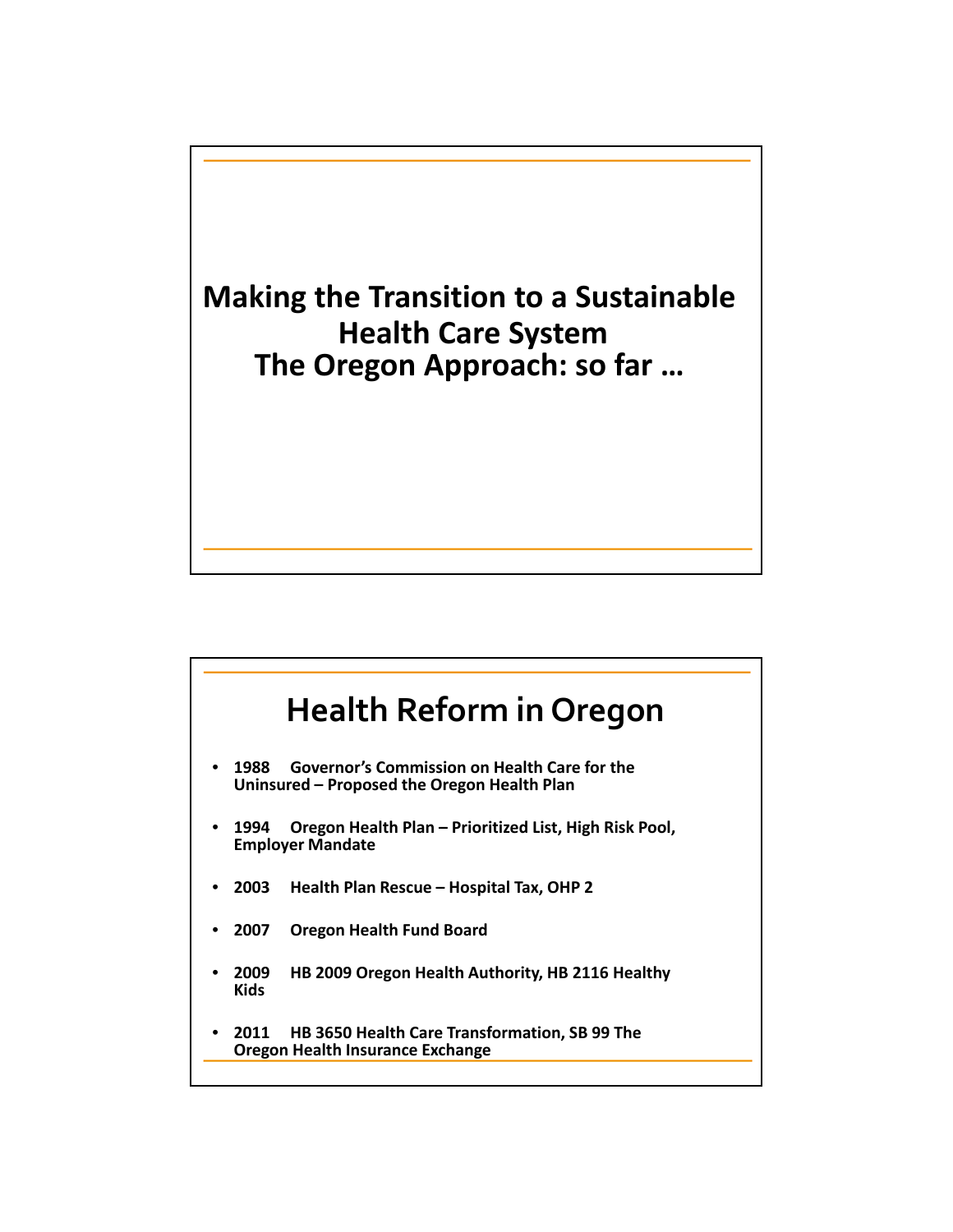# Making the Transition to a Sustainable Health Care System
# The Oregon Approach: so far …

## Health Reform in Oregon

- **1988 Governor's Commission on Health Care for the Uninsured – Proposed the Oregon Health Plan**
- **1994 Oregon Health Plan – Prioritized List, High Risk Pool, Employer Mandate**
- **2003 Health Plan Rescue – Hospital Tax, OHP 2**
- **2007 Oregon Health Fund Board**
- **2009 HB 2009 Oregon Health Authority, HB 2116 Healthy Kids**
- **2011 HB 3650 Health Care Transformation, SB 99 The Oregon Health Insurance Exchange**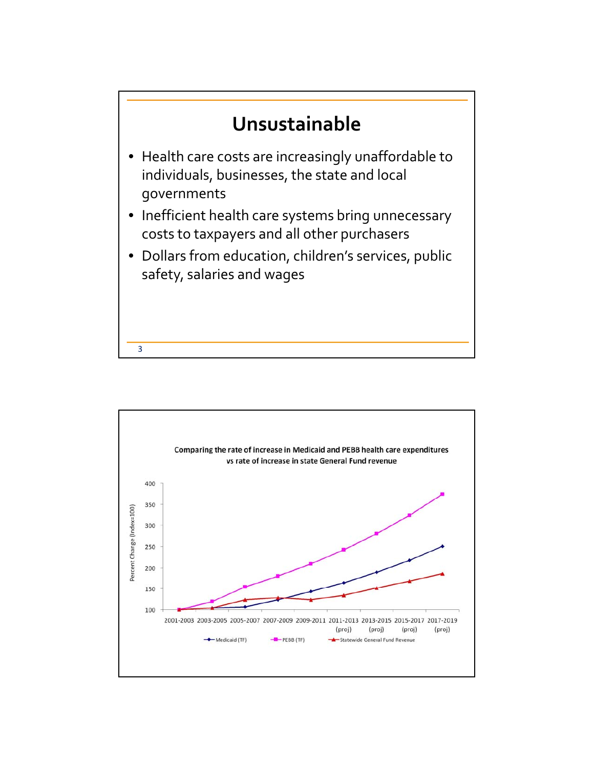# Unsustainable

- Health care costs are increasingly unaffordable to individuals, businesses, the state and local governments
- Inefficient health care systems bring unnecessary costs to taxpayers and all other purchasers
- Dollars from education, children's services, public safety, salaries and wages

Comparing the rate of increase in Medicaid and PEBB health care expenditures vs rate of increase in state General Fund revenue

Percent Change (Index=100)

400
350
300
250
200
150
100

2001-2003 2003-2005 2005-2007 2007-2009 2009-2011 2011-2013 (proj) 2013-2015 (proj) 2015-2017 (proj) 2017-2019 (proj)

Medicaid (TF) PEBB (TF) Statewide General Fund Revenue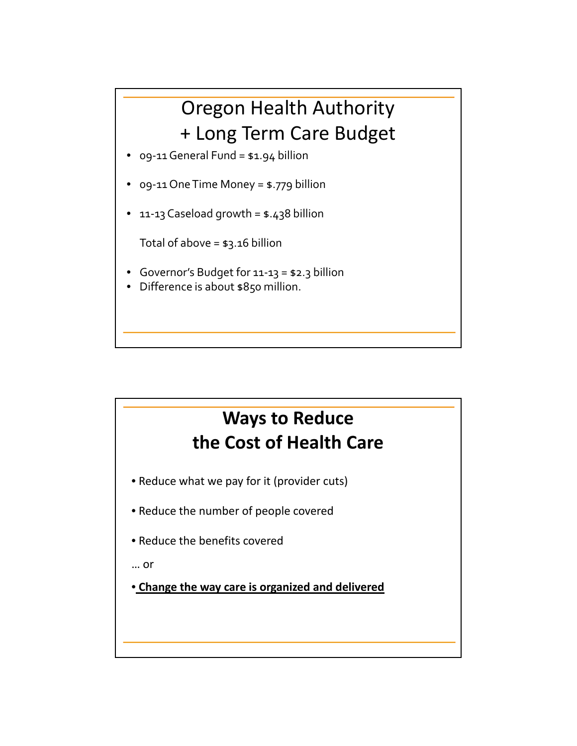## Oregon Health Authority + Long Term Care Budget

- 09-11 General Fund = $1.94 billion
- 09-11 One Time Money = $.779 billion
- 11-13 Caseload growth = $.438 billion

  Total of above = $3.16 billion

- Governor's Budget for 11-13 = $2.3 billion
- Difference is about $850 million.

## Ways to Reduce the Cost of Health Care

- Reduce what we pay for it (provider cuts)
- Reduce the number of people covered
- Reduce the benefits covered

… or

- **Change the way care is organized and delivered**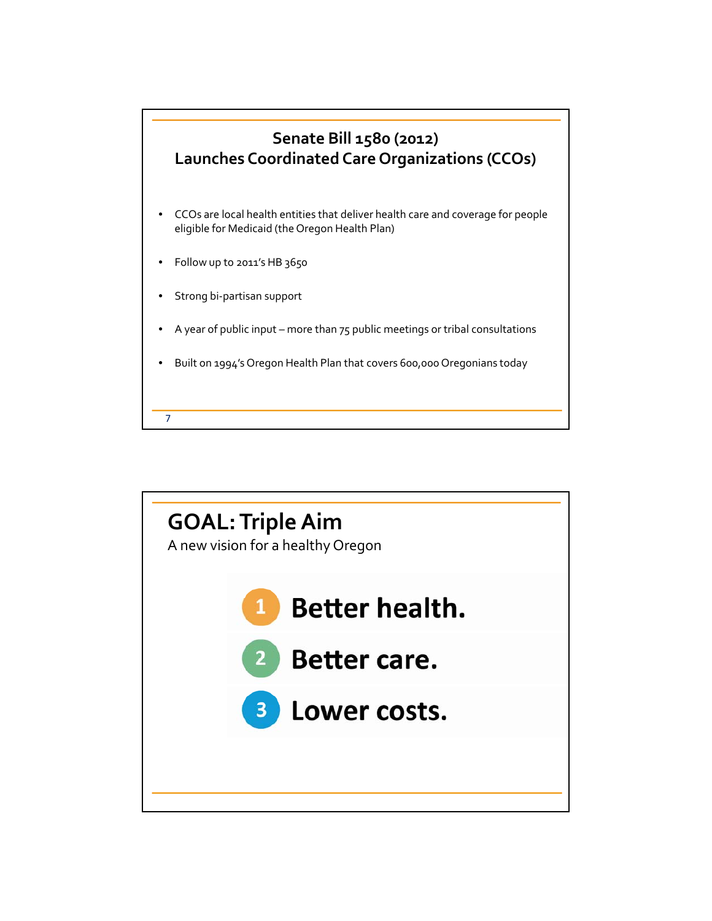## Senate Bill 1580 (2012)
## Launches Coordinated Care Organizations (CCOs)

- CCOs are local health entities that deliver health care and coverage for people eligible for Medicaid (the Oregon Health Plan)
- Follow up to 2011's HB 3650
- Strong bi-partisan support
- A year of public input – more than 75 public meetings or tribal consultations
- Built on 1994's Oregon Health Plan that covers 600,000 Oregonians today

## GOAL: Triple Aim

A new vision for a healthy Oregon

1. **Better health.**
2. **Better care.**
3. **Lower costs.**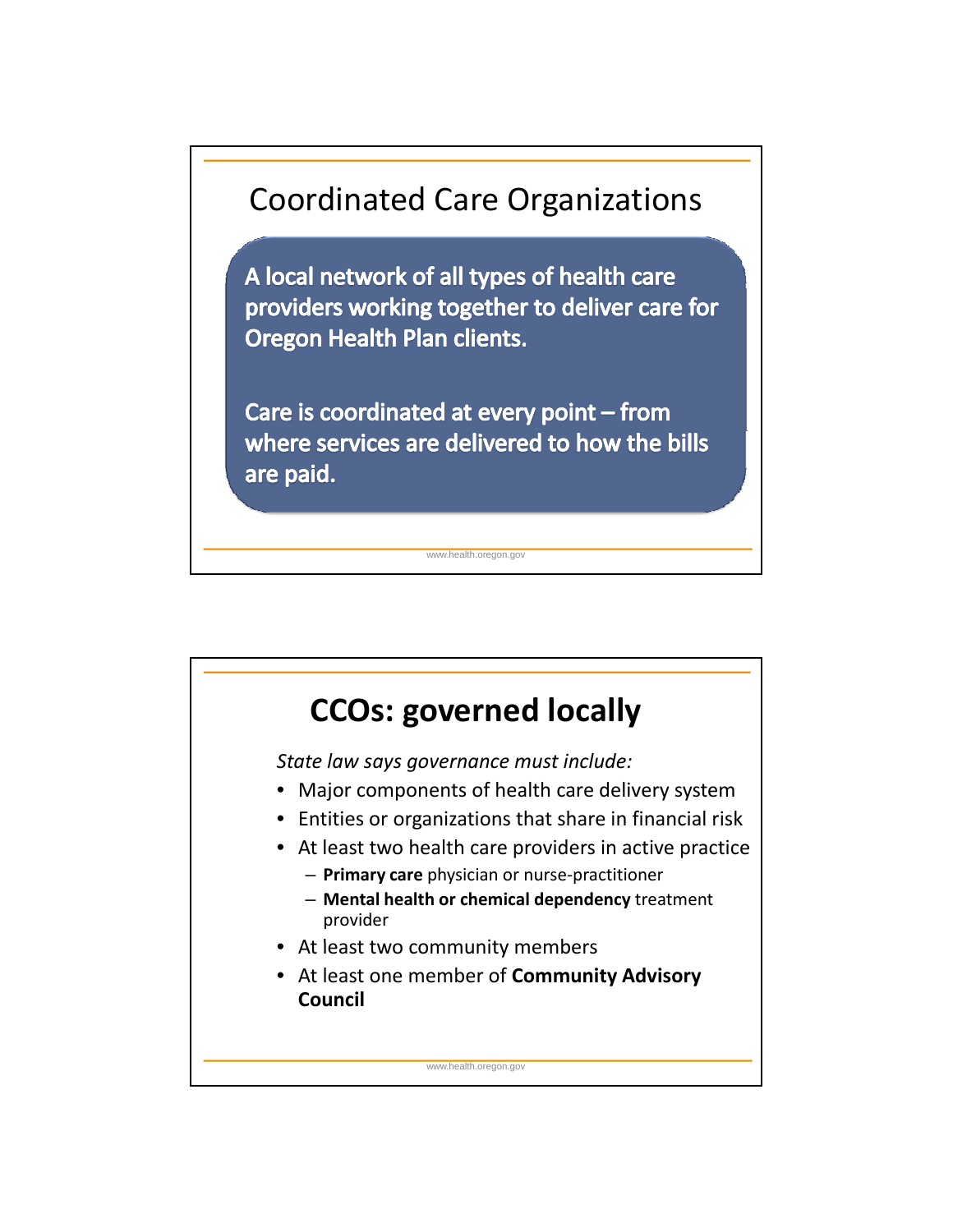# Coordinated Care Organizations

A local network of all types of health care providers working together to deliver care for Oregon Health Plan clients.

Care is coordinated at every point – from where services are delivered to how the bills are paid.

# CCOs: governed locally

*State law says governance must include:*

- Major components of health care delivery system
- Entities or organizations that share in financial risk
- At least two health care providers in active practice
  - **Primary care** physician or nurse-practitioner
  - **Mental health or chemical dependency** treatment provider
- At least two community members
- At least one member of **Community Advisory Council**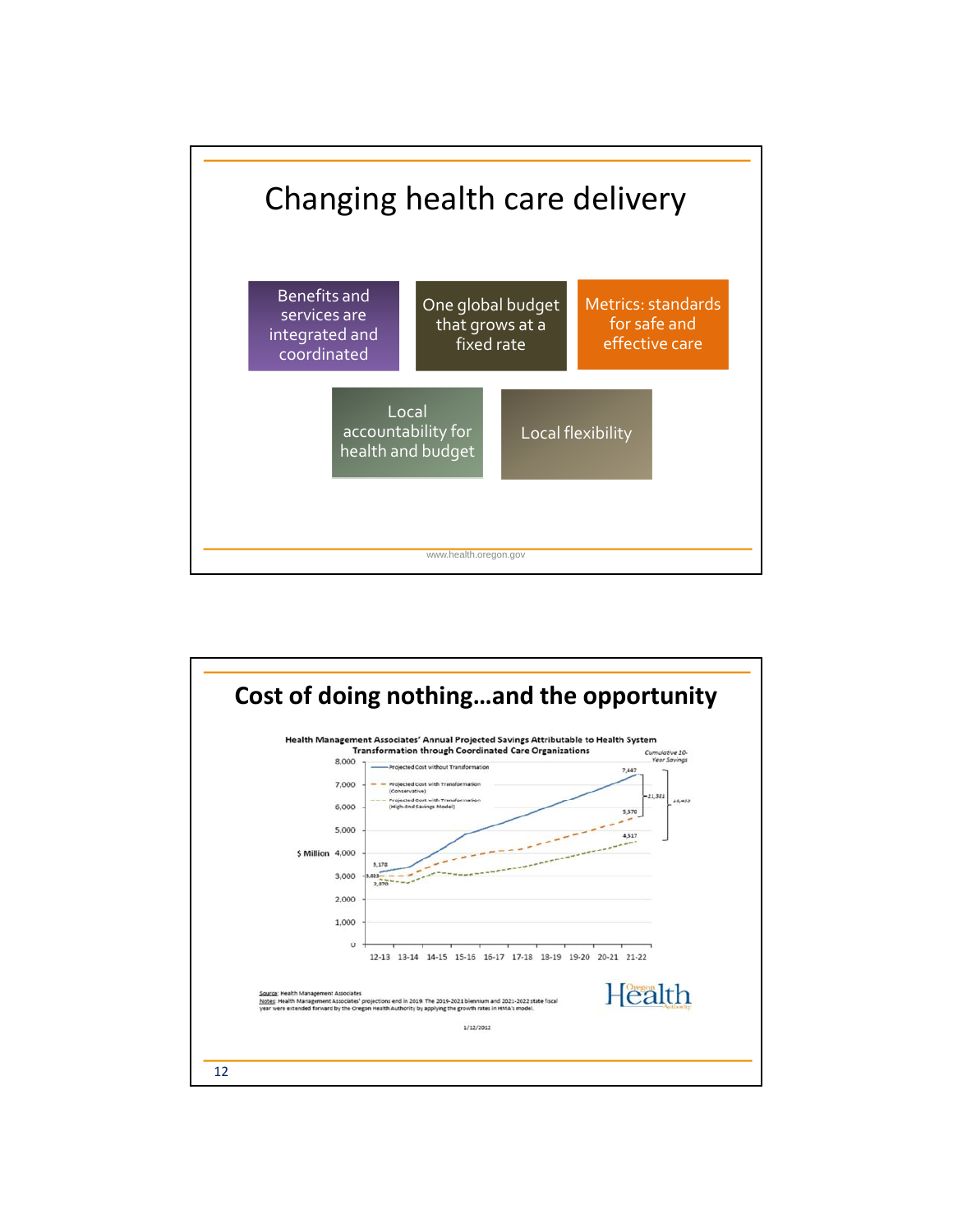# Changing health care delivery

- Benefits and services are integrated and coordinated
- One global budget that grows at a fixed rate
- Metrics: standards for safe and effective care
- Local accountability for health and budget
- Local flexibility

www.health.oregon.gov

# Cost of doing nothing…and the opportunity

**Health Management Associates' Annual Projected Savings Attributable to Health System Transformation through Coordinated Care Organizations**

Legend:
- Projected Cost without Transformation
- Projected Cost with Transformation (Conservative)
- Projected Cost with Transformation (High-End Savings Model)

Y-axis: $ Million (0 to 8,000)

X-axis: 12-13, 13-14, 14-15, 15-16, 16-17, 17-18, 18-19, 19-20, 20-21, 21-22

Data labels: 3,178; 3,023; 2,870; 7,447; 5,570; 4,517

*Cumulative 10-Year Savings*: 11,351; 16,453

Source: Health Management Associates
Notes: Health Management Associates' projections end in 2019. The 2019-2021 biennium and 2021-2022 state fiscal year were extended forward by the Oregon Health Authority by applying the growth rates in HMA's model.

1/12/2012

Oregon Health Authority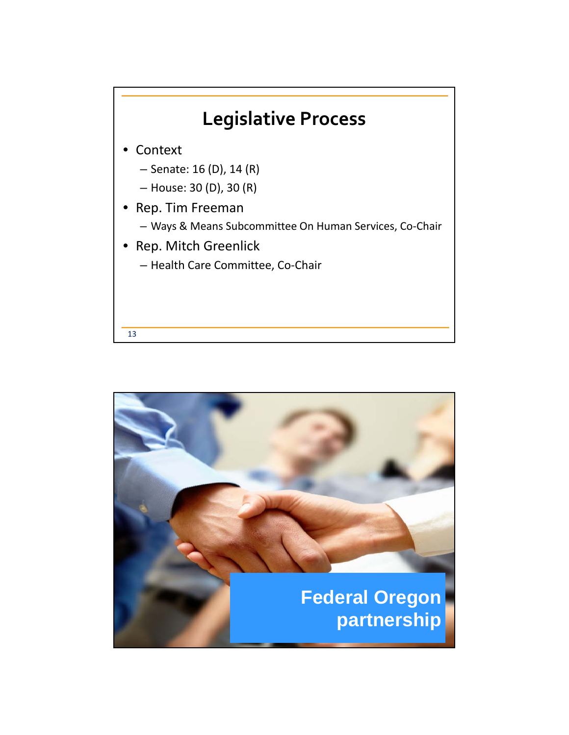# Legislative Process

- Context
  - Senate: 16 (D), 14 (R)
  - House: 30 (D), 30 (R)
- Rep. Tim Freeman
  - Ways & Means Subcommittee On Human Services, Co-Chair
- Rep. Mitch Greenlick
  - Health Care Committee, Co-Chair

# Federal Oregon partnership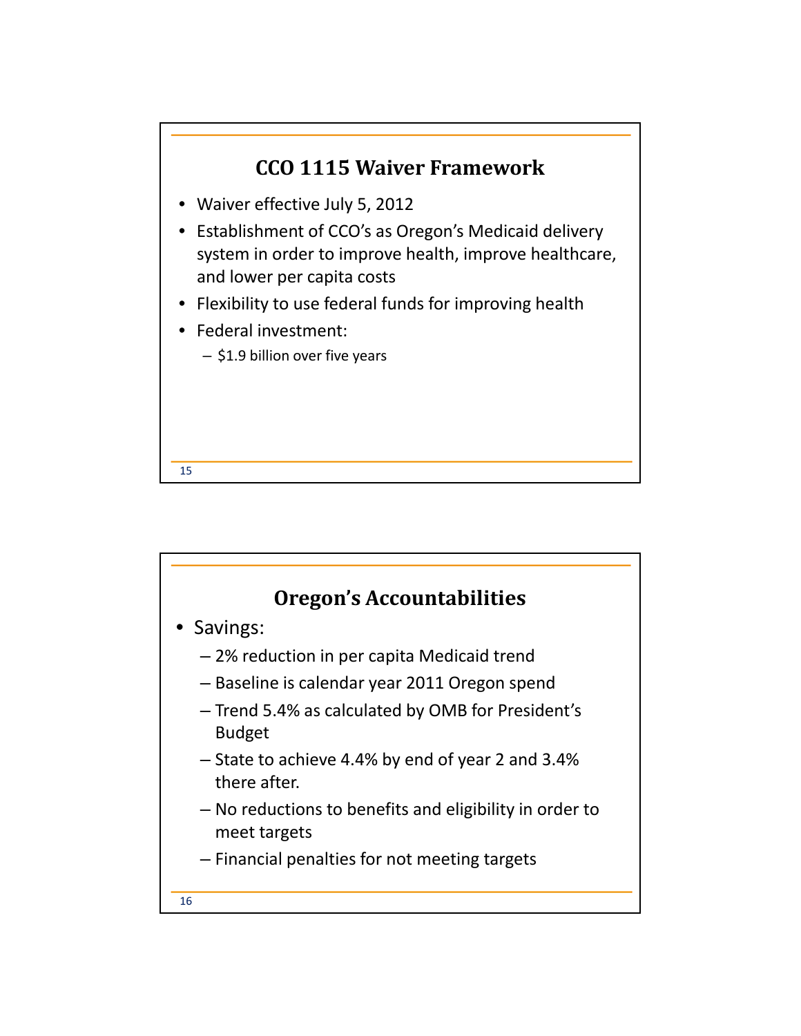## CCO 1115 Waiver Framework

- Waiver effective July 5, 2012
- Establishment of CCO's as Oregon's Medicaid delivery system in order to improve health, improve healthcare, and lower per capita costs
- Flexibility to use federal funds for improving health
- Federal investment:
  - $1.9 billion over five years

## Oregon's Accountabilities

- Savings:
  - 2% reduction in per capita Medicaid trend
  - Baseline is calendar year 2011 Oregon spend
  - Trend 5.4% as calculated by OMB for President's Budget
  - State to achieve 4.4% by end of year 2 and 3.4% there after.
  - No reductions to benefits and eligibility in order to meet targets
  - Financial penalties for not meeting targets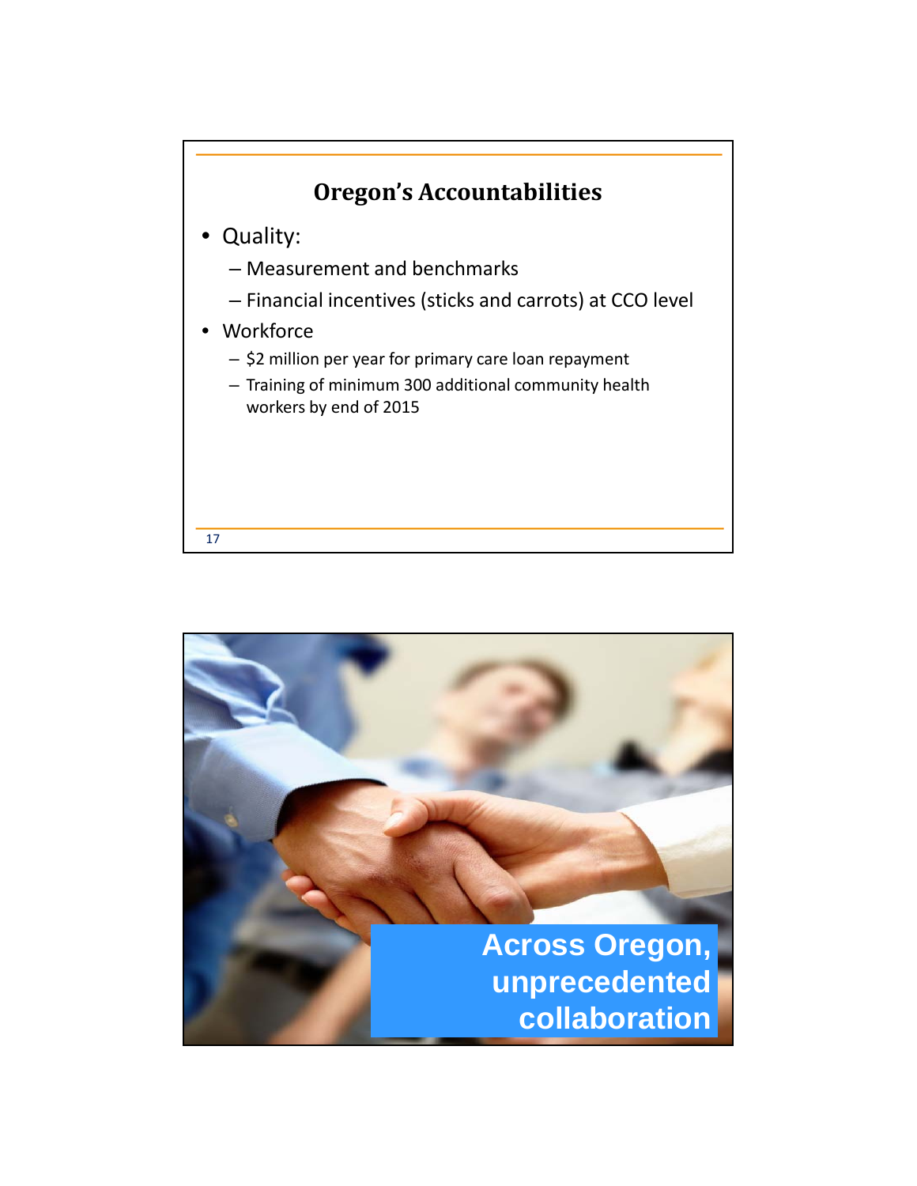## Oregon's Accountabilities

- Quality:
  - Measurement and benchmarks
  - Financial incentives (sticks and carrots) at CCO level
- Workforce
  - $2 million per year for primary care loan repayment
  - Training of minimum 300 additional community health workers by end of 2015

Across Oregon, unprecedented collaboration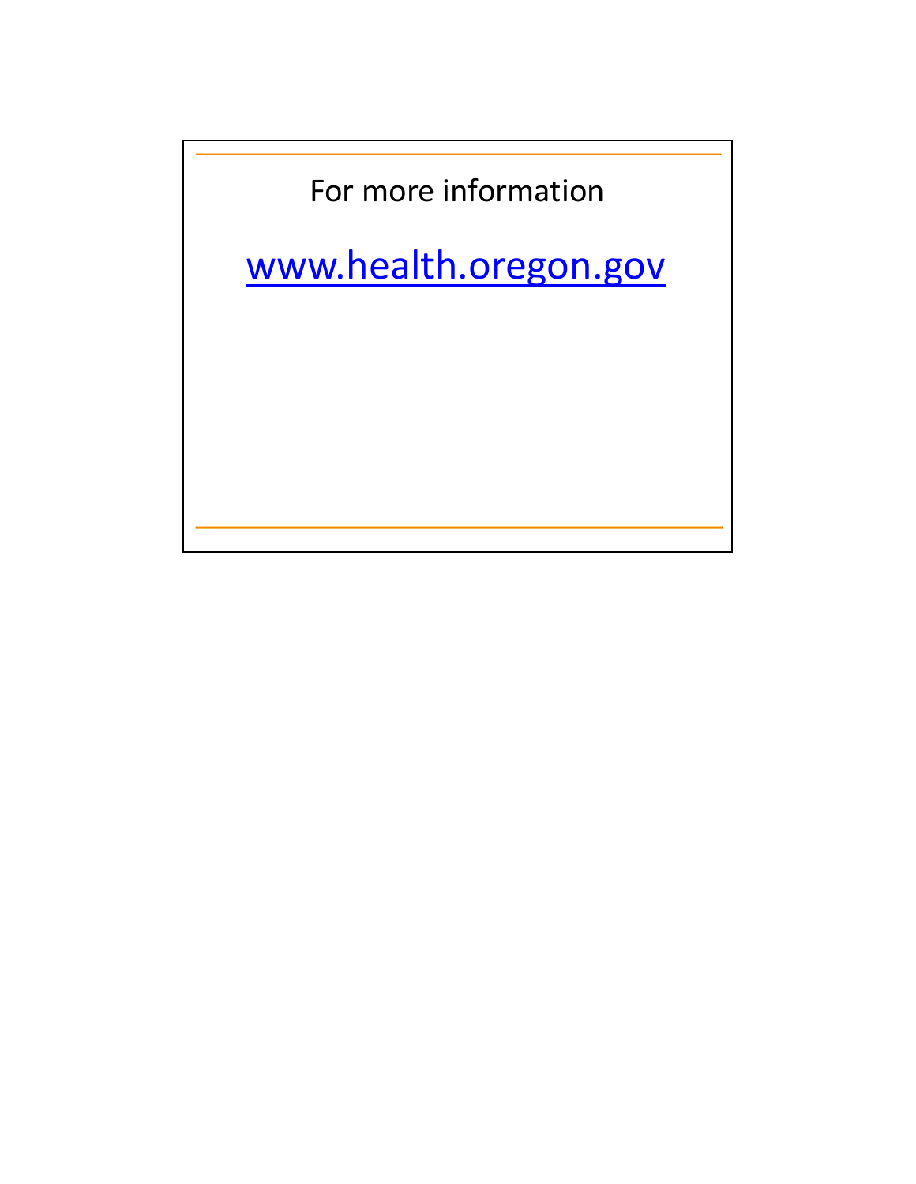For more information

[www.health.oregon.gov](http://www.health.oregon.gov)